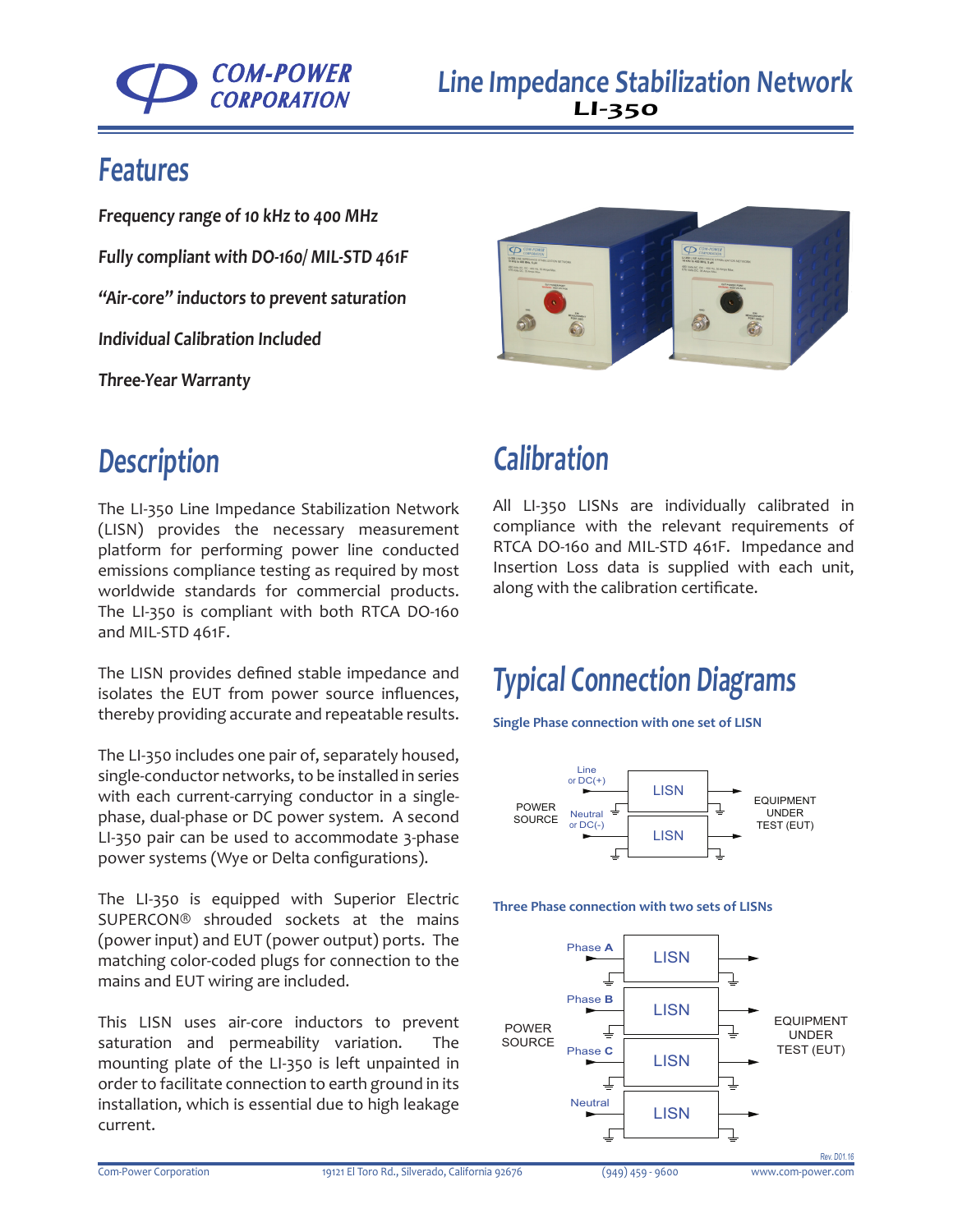# Line Impedance Stabilization Network

**LI-350**

## Features

***Frequency range of 10 kHz to 400 MHz***

***Fully compliant with DO-160/ MIL-STD 461F***

***"Air-core" inductors to prevent saturation***

***Individual Calibration Included***

***Three-Year Warranty***

## Description

The LI-350 Line Impedance Stabilization Network (LISN) provides the necessary measurement platform for performing power line conducted emissions compliance testing as required by most worldwide standards for commercial products. The LI-350 is compliant with both RTCA DO-160 and MIL-STD 461F.

The LISN provides defined stable impedance and isolates the EUT from power source influences, thereby providing accurate and repeatable results.

The LI-350 includes one pair of, separately housed, single-conductor networks, to be installed in series with each current-carrying conductor in a single-phase, dual-phase or DC power system. A second LI-350 pair can be used to accommodate 3-phase power systems (Wye or Delta configurations).

The LI-350 is equipped with Superior Electric SUPERCON® shrouded sockets at the mains (power input) and EUT (power output) ports. The matching color-coded plugs for connection to the mains and EUT wiring are included.

This LISN uses air-core inductors to prevent saturation and permeability variation. The mounting plate of the LI-350 is left unpainted in order to facilitate connection to earth ground in its installation, which is essential due to high leakage current.

## Calibration

All LI-350 LISNs are individually calibrated in compliance with the relevant requirements of RTCA DO-160 and MIL-STD 461F. Impedance and Insertion Loss data is supplied with each unit, along with the calibration certificate.

## Typical Connection Diagrams

**Single Phase connection with one set of LISN**

POWER SOURCE — Line or DC(+) → LISN → EQUIPMENT UNDER TEST (EUT)

POWER SOURCE — Neutral or DC(-) → LISN → EQUIPMENT UNDER TEST (EUT)

**Three Phase connection with two sets of LISNs**

POWER SOURCE — Phase **A** → LISN → EQUIPMENT UNDER TEST (EUT)

POWER SOURCE — Phase **B** → LISN → EQUIPMENT UNDER TEST (EUT)

POWER SOURCE — Phase **C** → LISN → EQUIPMENT UNDER TEST (EUT)

POWER SOURCE — Neutral → LISN → EQUIPMENT UNDER TEST (EUT)

Rev. D01.16

Com-Power Corporation | 19121 El Toro Rd., Silverado, California 92676 | (949) 459 - 9600 | www.com-power.com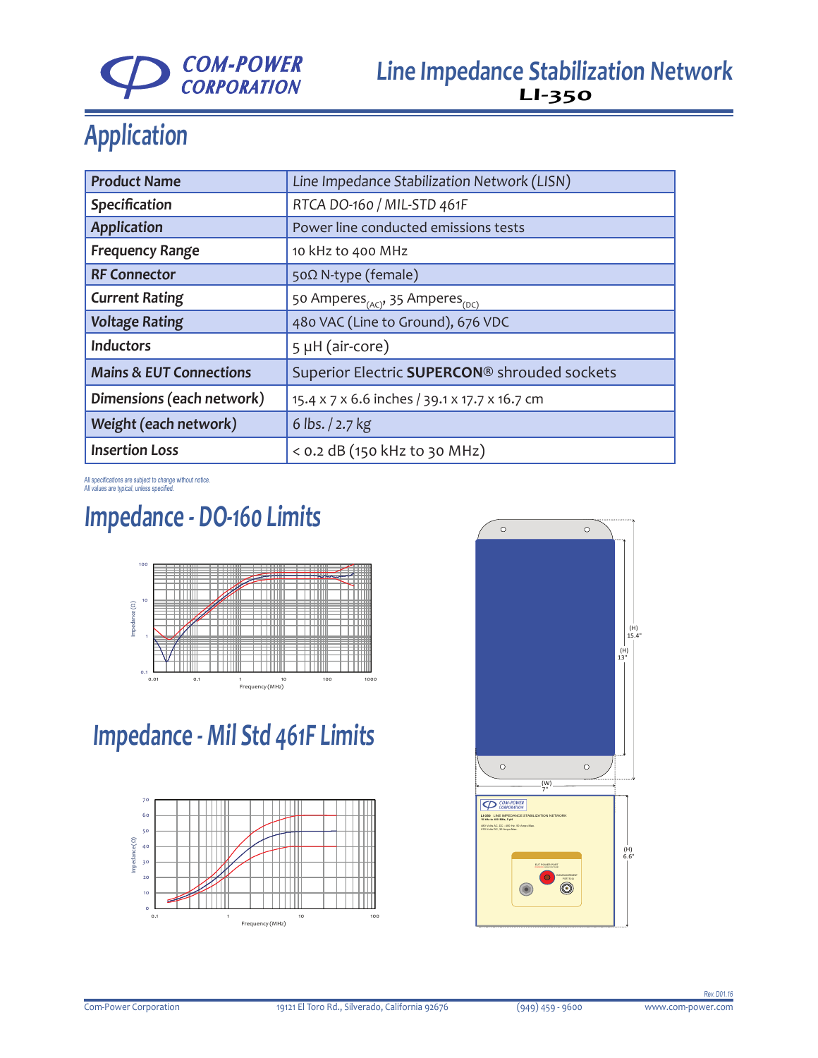# Line Impedance Stabilization Network
## LI-350

## Application

| Product Name | Line Impedance Stabilization Network (LISN) |
|---|---|
| Specification | RTCA DO-160 / MIL-STD 461F |
| Application | Power line conducted emissions tests |
| Frequency Range | 10 kHz to 400 MHz |
| RF Connector | 50Ω N-type (female) |
| Current Rating | 50 Amperes$_{(AC)}$, 35 Amperes$_{(DC)}$ |
| Voltage Rating | 480 VAC (Line to Ground), 676 VDC |
| Inductors | 5 µH (air-core) |
| Mains & EUT Connections | Superior Electric **SUPERCON**® shrouded sockets |
| Dimensions (each network) | 15.4 x 7 x 6.6 inches / 39.1 x 17.7 x 16.7 cm |
| Weight (each network) | 6 lbs. / 2.7 kg |
| Insertion Loss | < 0.2 dB (150 kHz to 30 MHz) |

*All specifications are subject to change without notice.*
*All values are typical, unless specified.*

## Impedance - DO-160 Limits

100
10
1
0.1
Impedance (Ω)
0.01
0.1
1
10
100
1000
Frequency (MHz)

## Impedance - Mil Std 461F Limits

70
60
50
40
30
20
10
0
Impedance (Ω)
0.1
1
10
100
Frequency (MHz)

(H) 15.4"
(H) 13"
(W) 7"
(H) 6.6"

COM-POWER CORPORATION
LI-350 LINE IMPEDANCE STABILIZATION NETWORK
EUT POWER PORT

Rev. D01.16

Com-Power Corporation | 19121 El Toro Rd., Silverado, California 92676 | (949) 459 - 9600 | www.com-power.com